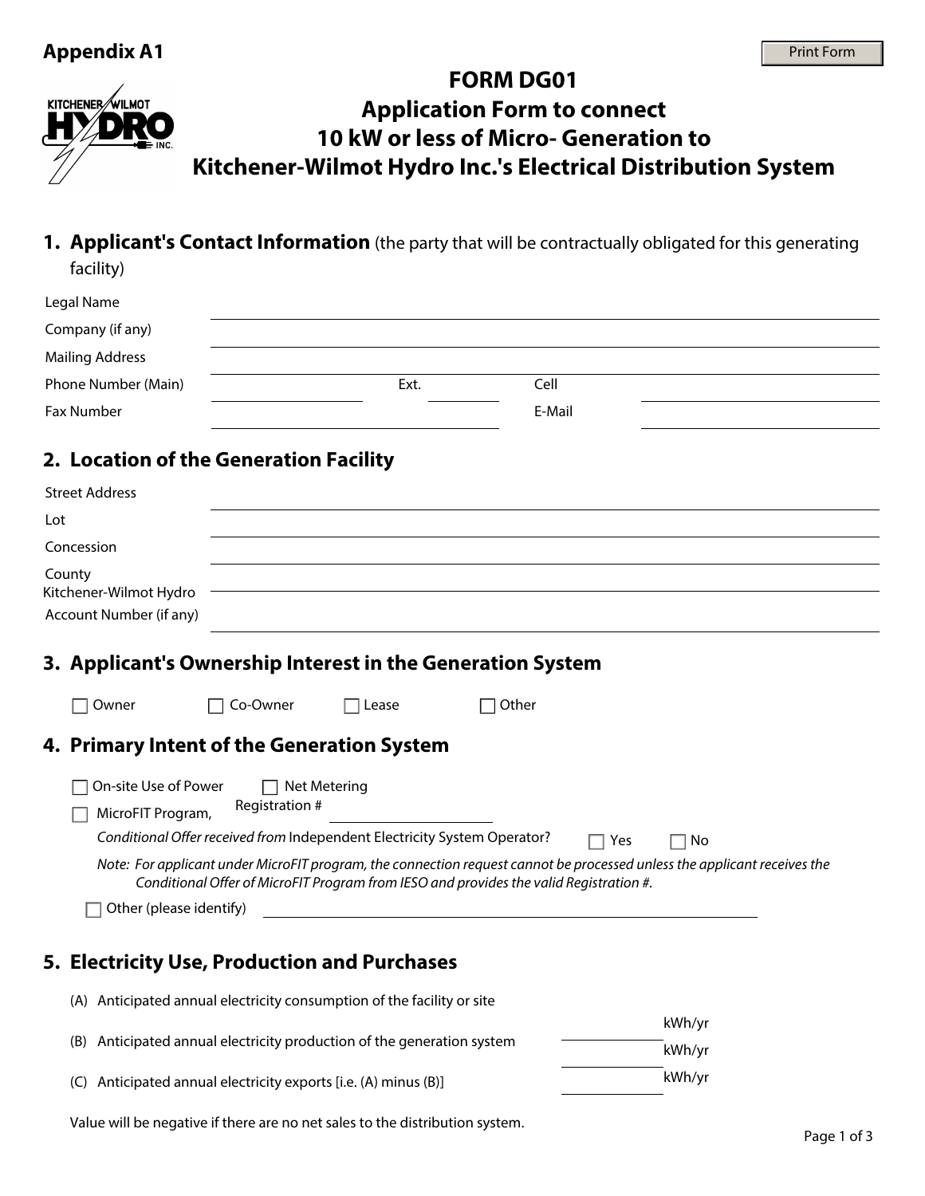**Appendix A1**

# FORM DG01
# Application Form to connect 10 kW or less of Micro- Generation to Kitchener-Wilmot Hydro Inc.'s Electrical Distribution System

## 1. Applicant's Contact Information (the party that will be contractually obligated for this generating facility)

Legal Name ______________________

Company (if any) ______________________

Mailing Address ______________________

Phone Number (Main) ____________ Ext. ________ Cell ____________

Fax Number ____________ E-Mail ____________

## 2. Location of the Generation Facility

Street Address ______________________

Lot ______________________

Concession ______________________

County ______________________

Kitchener-Wilmot Hydro Account Number (if any) ______________________

## 3. Applicant's Ownership Interest in the Generation System

☐ Owner ☐ Co-Owner ☐ Lease ☐ Other

## 4. Primary Intent of the Generation System

☐ On-site Use of Power ☐ Net Metering

☐ MicroFIT Program, Registration # ____________

*Conditional Offer received from* Independent Electricity System Operator? ☐ Yes ☐ No

*Note: For applicant under MicroFIT program, the connection request cannot be processed unless the applicant receives the Conditional Offer of MicroFIT Program from IESO and provides the valid Registration #.*

☐ Other (please identify) ______________________

## 5. Electricity Use, Production and Purchases

(A) Anticipated annual electricity consumption of the facility or site ____________ kWh/yr

(B) Anticipated annual electricity production of the generation system ____________ kWh/yr

(C) Anticipated annual electricity exports [i.e. (A) minus (B)] ____________ kWh/yr

Value will be negative if there are no net sales to the distribution system.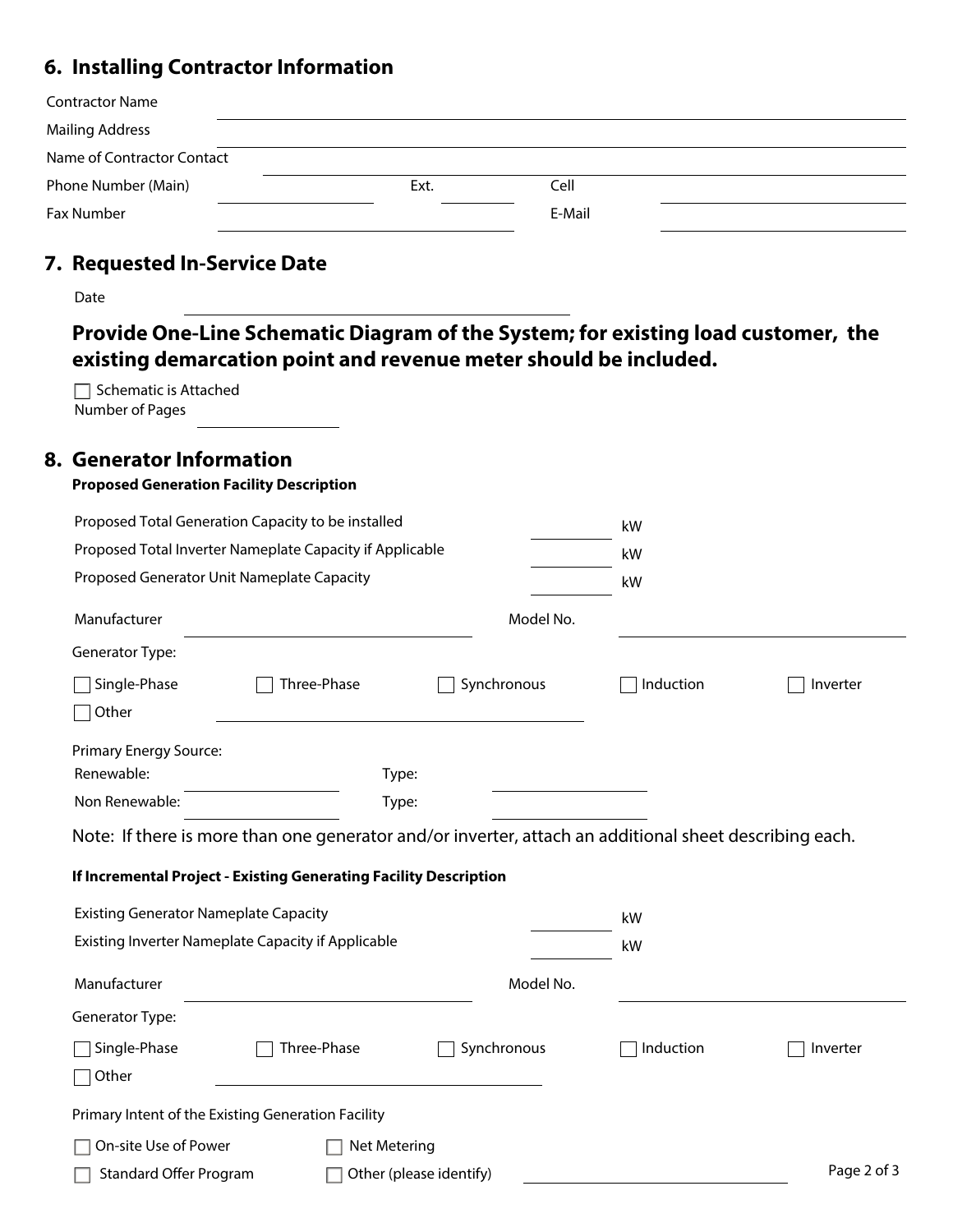## 6. Installing Contractor Information

Contractor Name ______________________________

Mailing Address ______________________________

Name of Contractor Contact ______________________________

Phone Number (Main) ______________ Ext. ________ Cell ______________

Fax Number ______________________________ E-Mail ______________

## 7. Requested In-Service Date

Date ______________________________

### Provide One-Line Schematic Diagram of the System; for existing load customer, the existing demarcation point and revenue meter should be included.

☐ Schematic is Attached

Number of Pages ______________

## 8. Generator Information

**Proposed Generation Facility Description**

Proposed Total Generation Capacity to be installed ________ kW

Proposed Total Inverter Nameplate Capacity if Applicable ________ kW

Proposed Generator Unit Nameplate Capacity ________ kW

Manufacturer ______________________ Model No. ______________________

Generator Type:

☐ Single-Phase ☐ Three-Phase ☐ Synchronous ☐ Induction ☐ Inverter

☐ Other ______________________________

Primary Energy Source:

Renewable: ______________ Type: ______________

Non Renewable: ______________ Type: ______________

Note: If there is more than one generator and/or inverter, attach an additional sheet describing each.

**If Incremental Project - Existing Generating Facility Description**

Existing Generator Nameplate Capacity ________ kW

Existing Inverter Nameplate Capacity if Applicable ________ kW

Manufacturer ______________________ Model No. ______________________

Generator Type:

☐ Single-Phase ☐ Three-Phase ☐ Synchronous ☐ Induction ☐ Inverter

☐ Other ______________________________

Primary Intent of the Existing Generation Facility

☐ On-site Use of Power ☐ Net Metering

☐ Standard Offer Program ☐ Other (please identify) ______________________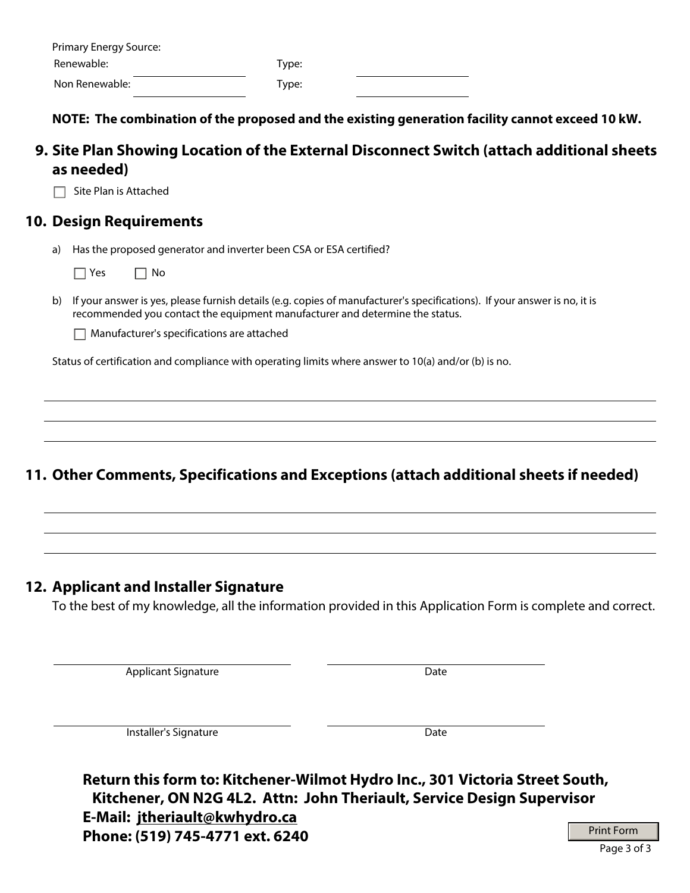Primary Energy Source:

Renewable: ____________ Type: ____________

Non Renewable: ____________ Type: ____________

**NOTE: The combination of the proposed and the existing generation facility cannot exceed 10 kW.**

## 9. Site Plan Showing Location of the External Disconnect Switch (attach additional sheets as needed)

☐ Site Plan is Attached

## 10. Design Requirements

a) Has the proposed generator and inverter been CSA or ESA certified?

☐ Yes ☐ No

b) If your answer is yes, please furnish details (e.g. copies of manufacturer's specifications). If your answer is no, it is recommended you contact the equipment manufacturer and determine the status.

☐ Manufacturer's specifications are attached

Status of certification and compliance with operating limits where answer to 10(a) and/or (b) is no.

______________________________________________

______________________________________________

______________________________________________

## 11. Other Comments, Specifications and Exceptions (attach additional sheets if needed)

______________________________________________

______________________________________________

______________________________________________

## 12. Applicant and Installer Signature

To the best of my knowledge, all the information provided in this Application Form is complete and correct.

____________________ ____________________

Applicant Signature Date

____________________ ____________________

Installer's Signature Date

**Return this form to: Kitchener-Wilmot Hydro Inc., 301 Victoria Street South, Kitchener, ON N2G 4L2. Attn: John Theriault, Service Design Supervisor**

**E-Mail: jtheriault@kwhydro.ca**

**Phone: (519) 745-4771 ext. 6240**

Print Form